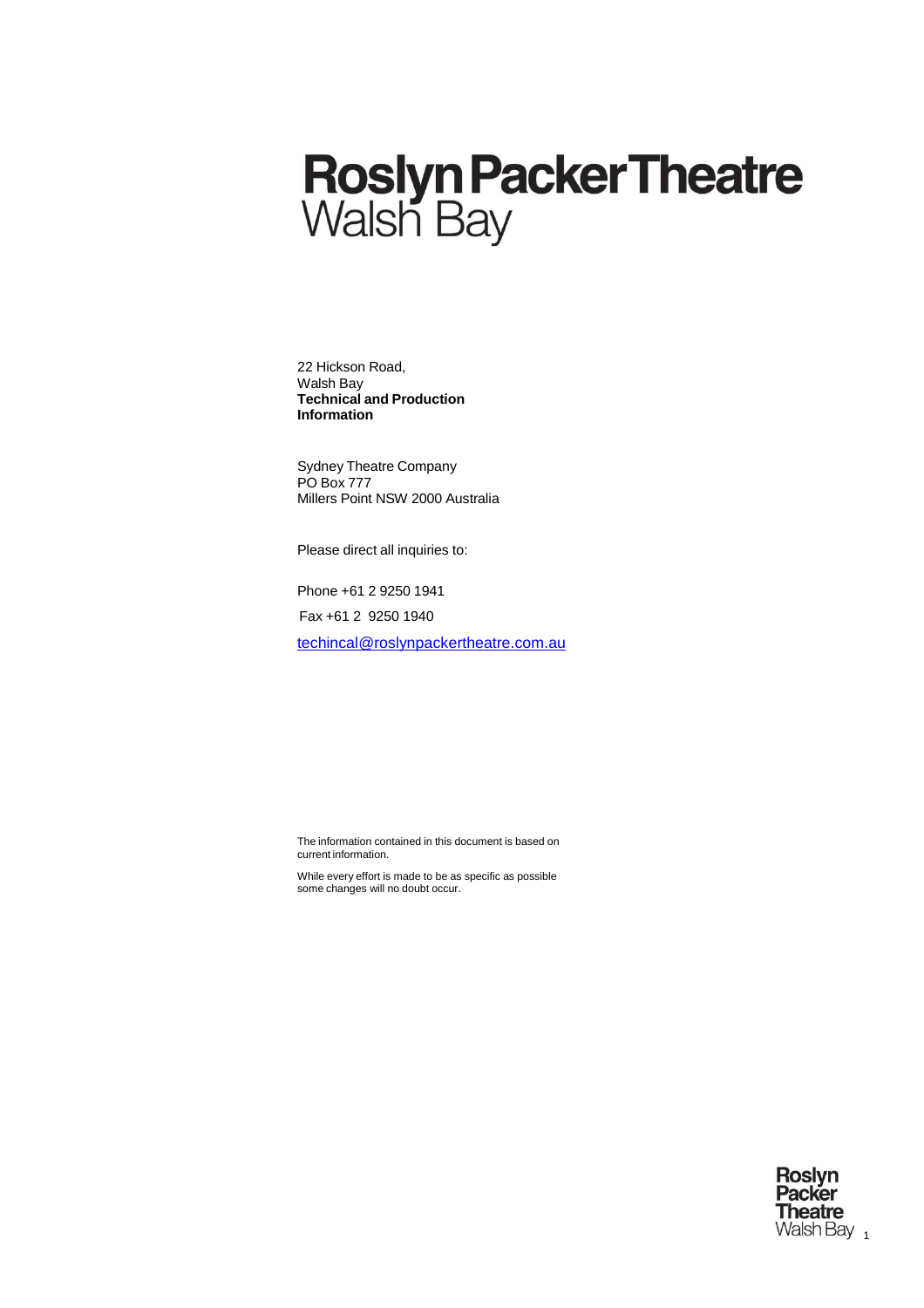# Roslyn Packer Theatre
## Walsh Bay

22 Hickson Road,
Walsh Bay
**Technical and Production Information**

Sydney Theatre Company
PO Box 777
Millers Point NSW 2000 Australia

Please direct all inquiries to:

Phone +61 2 9250 1941

Fax +61 2 9250 1940

techincal@roslynpackertheatre.com.au

The information contained in this document is based on current information.

While every effort is made to be as specific as possible some changes will no doubt occur.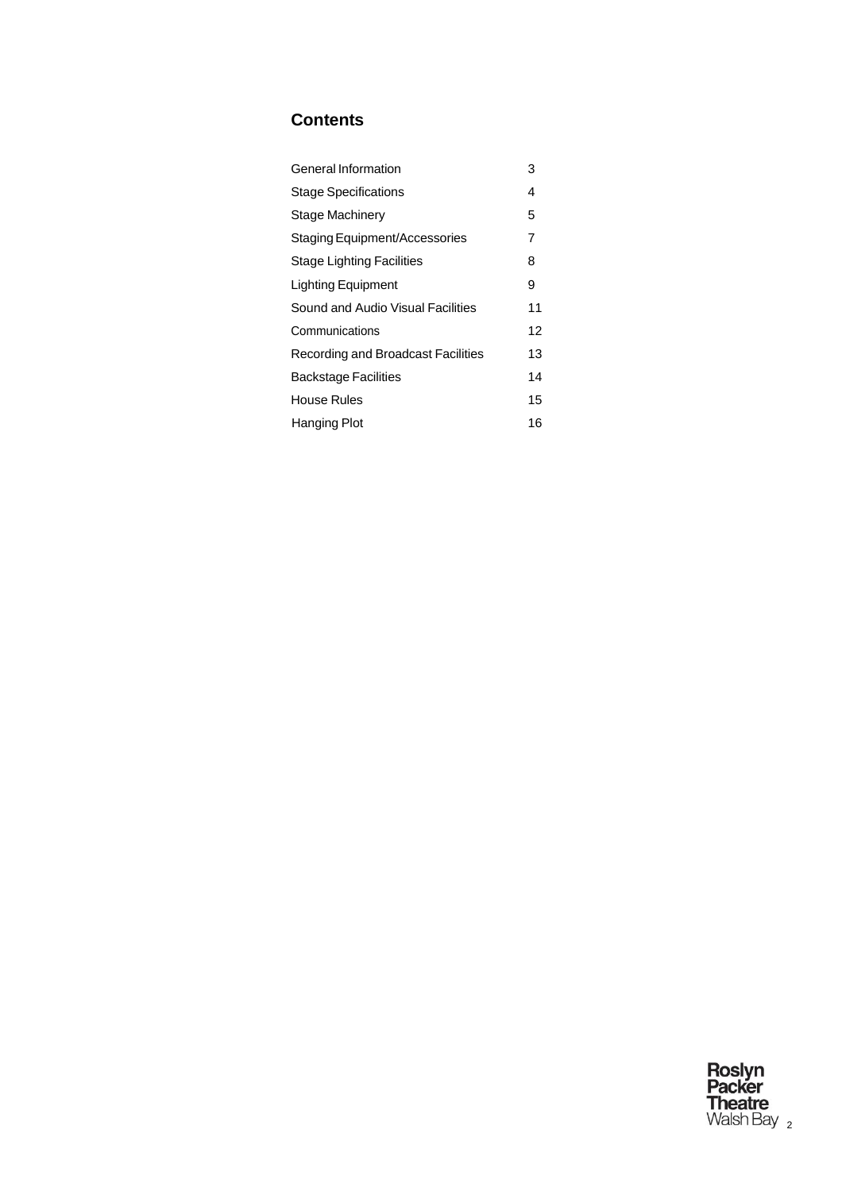## Contents

| | |
|---|---|
| General Information | 3 |
| Stage Specifications | 4 |
| Stage Machinery | 5 |
| Staging Equipment/Accessories | 7 |
| Stage Lighting Facilities | 8 |
| Lighting Equipment | 9 |
| Sound and Audio Visual Facilities | 11 |
| Communications | 12 |
| Recording and Broadcast Facilities | 13 |
| Backstage Facilities | 14 |
| House Rules | 15 |
| Hanging Plot | 16 |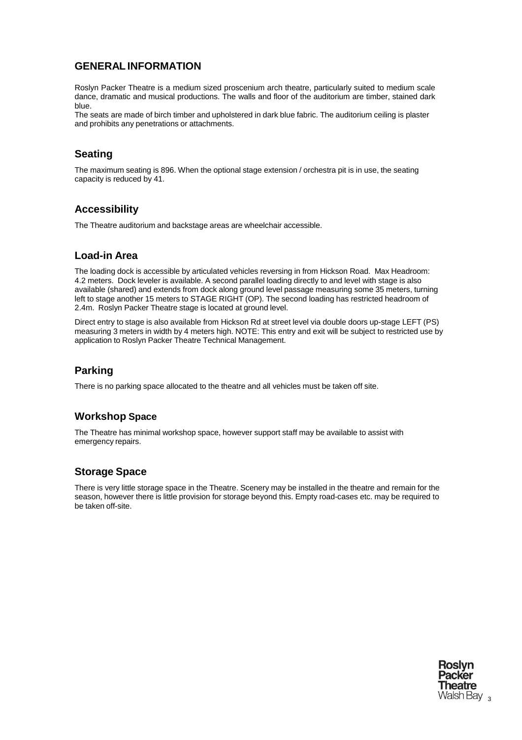# GENERAL INFORMATION

Roslyn Packer Theatre is a medium sized proscenium arch theatre, particularly suited to medium scale dance, dramatic and musical productions. The walls and floor of the auditorium are timber, stained dark blue.

The seats are made of birch timber and upholstered in dark blue fabric. The auditorium ceiling is plaster and prohibits any penetrations or attachments.

## Seating

The maximum seating is 896. When the optional stage extension / orchestra pit is in use, the seating capacity is reduced by 41.

## Accessibility

The Theatre auditorium and backstage areas are wheelchair accessible.

## Load-in Area

The loading dock is accessible by articulated vehicles reversing in from Hickson Road. Max Headroom: 4.2 meters. Dock leveler is available. A second parallel loading directly to and level with stage is also available (shared) and extends from dock along ground level passage measuring some 35 meters, turning left to stage another 15 meters to STAGE RIGHT (OP). The second loading has restricted headroom of 2.4m. Roslyn Packer Theatre stage is located at ground level.

Direct entry to stage is also available from Hickson Rd at street level via double doors up-stage LEFT (PS) measuring 3 meters in width by 4 meters high. NOTE: This entry and exit will be subject to restricted use by application to Roslyn Packer Theatre Technical Management.

## Parking

There is no parking space allocated to the theatre and all vehicles must be taken off site.

## Workshop Space

The Theatre has minimal workshop space, however support staff may be available to assist with emergency repairs.

## Storage Space

There is very little storage space in the Theatre. Scenery may be installed in the theatre and remain for the season, however there is little provision for storage beyond this. Empty road-cases etc. may be required to be taken off-site.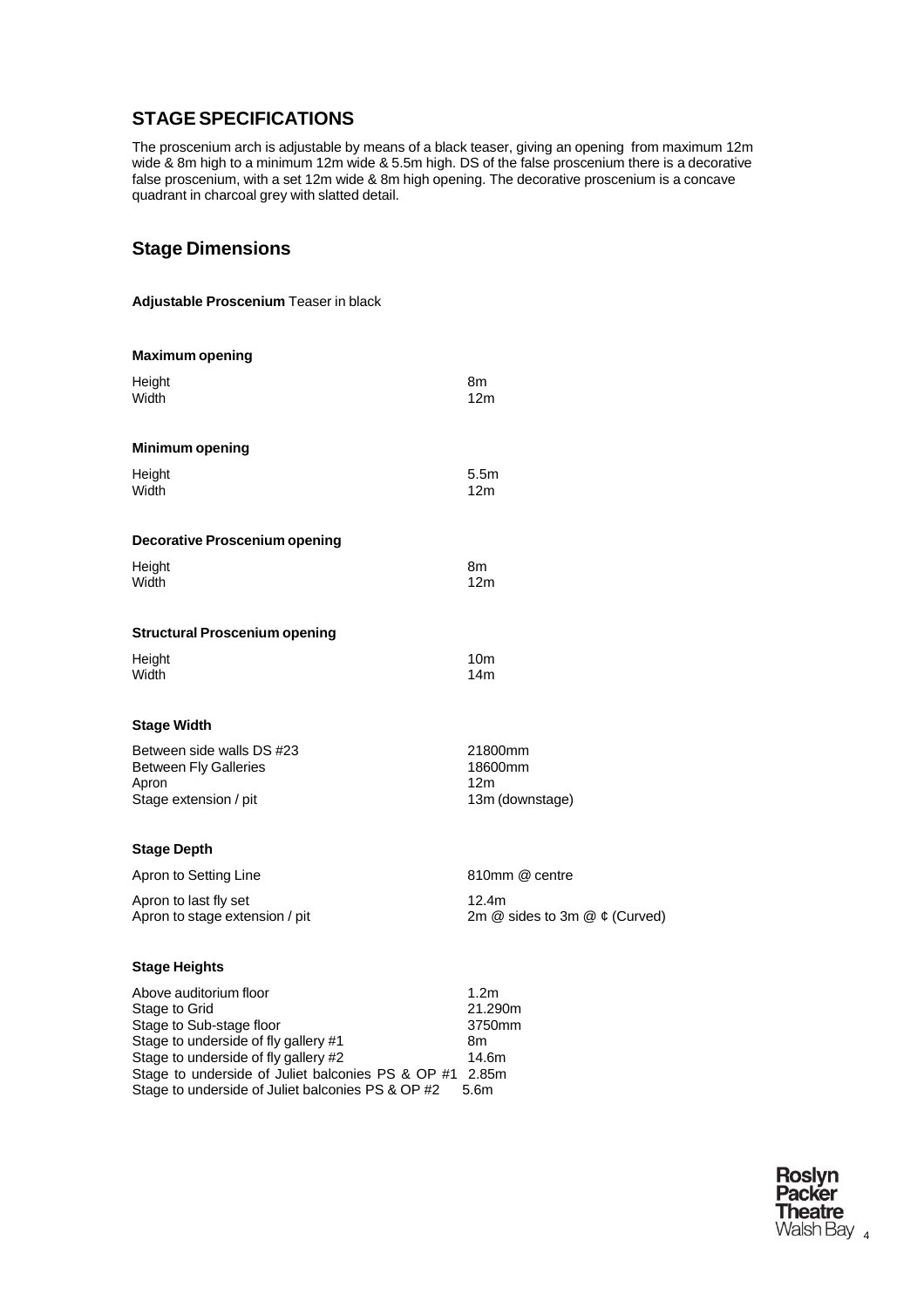## STAGE SPECIFICATIONS

The proscenium arch is adjustable by means of a black teaser, giving an opening from maximum 12m wide & 8m high to a minimum 12m wide & 5.5m high. DS of the false proscenium there is a decorative false proscenium, with a set 12m wide & 8m high opening. The decorative proscenium is a concave quadrant in charcoal grey with slatted detail.

## Stage Dimensions

**Adjustable Proscenium** Teaser in black

**Maximum opening**

| | |
|---|---|
| Height | 8m |
| Width | 12m |

**Minimum opening**

| | |
|---|---|
| Height | 5.5m |
| Width | 12m |

**Decorative Proscenium opening**

| | |
|---|---|
| Height | 8m |
| Width | 12m |

**Structural Proscenium opening**

| | |
|---|---|
| Height | 10m |
| Width | 14m |

**Stage Width**

| | |
|---|---|
| Between side walls DS #23 | 21800mm |
| Between Fly Galleries | 18600mm |
| Apron | 12m |
| Stage extension / pit | 13m (downstage) |

**Stage Depth**

| | |
|---|---|
| Apron to Setting Line | 810mm @ centre |
| Apron to last fly set | 12.4m |
| Apron to stage extension / pit | 2m @ sides to 3m @ ¢ (Curved) |

**Stage Heights**

| | |
|---|---|
| Above auditorium floor | 1.2m |
| Stage to Grid | 21.290m |
| Stage to Sub-stage floor | 3750mm |
| Stage to underside of fly gallery #1 | 8m |
| Stage to underside of fly gallery #2 | 14.6m |
| Stage to underside of Juliet balconies PS & OP #1 | 2.85m |
| Stage to underside of Juliet balconies PS & OP #2 | 5.6m |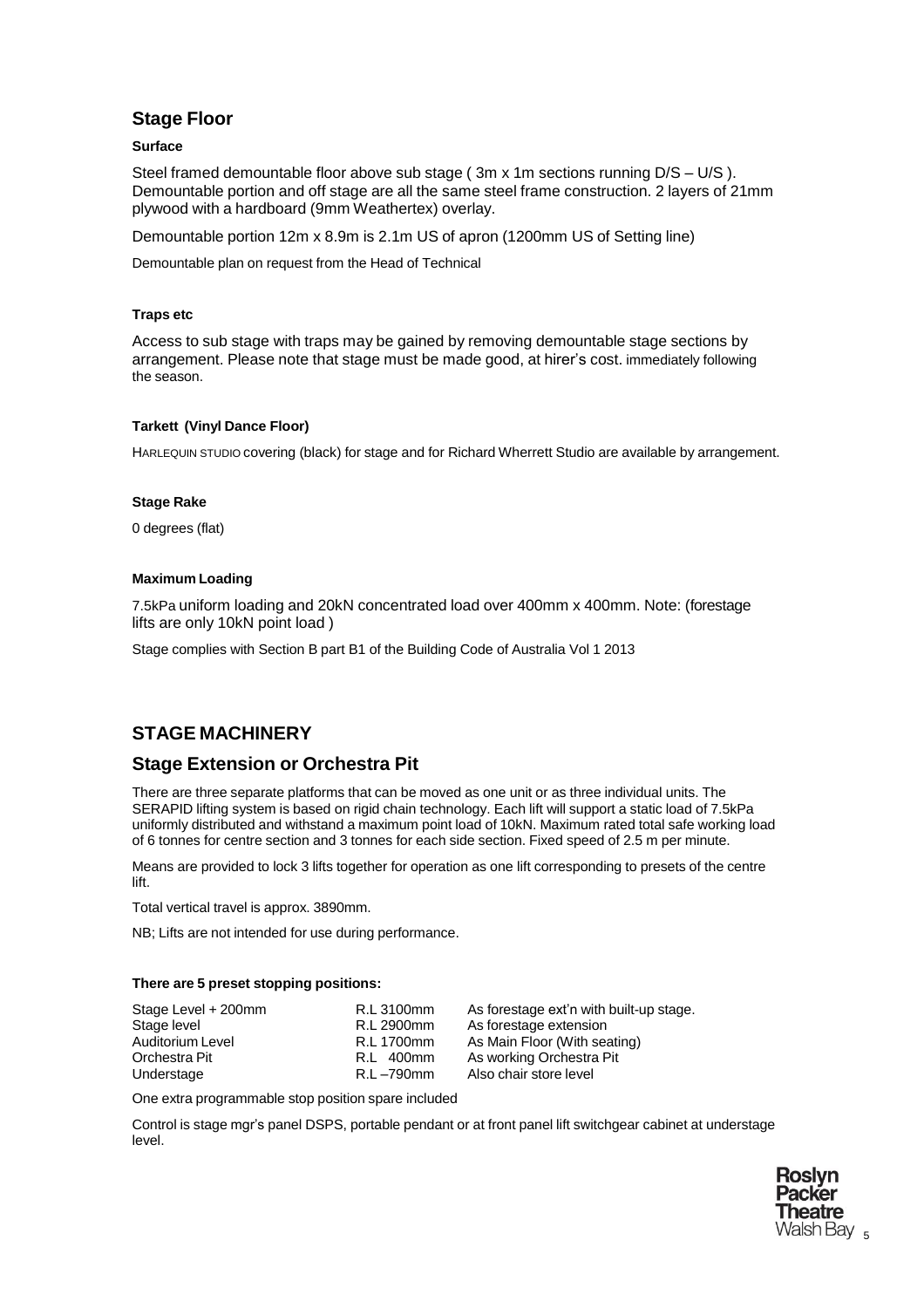## Stage Floor

#### Surface

Steel framed demountable floor above sub stage ( 3m x 1m sections running D/S – U/S ). Demountable portion and off stage are all the same steel frame construction. 2 layers of 21mm plywood with a hardboard (9mm Weathertex) overlay.

Demountable portion 12m x 8.9m is 2.1m US of apron (1200mm US of Setting line)

Demountable plan on request from the Head of Technical

#### Traps etc

Access to sub stage with traps may be gained by removing demountable stage sections by arrangement. Please note that stage must be made good, at hirer's cost. immediately following the season.

#### Tarkett (Vinyl Dance Floor)

HARLEQUIN STUDIO covering (black) for stage and for Richard Wherrett Studio are available by arrangement.

#### Stage Rake

0 degrees (flat)

#### Maximum Loading

7.5kPa uniform loading and 20kN concentrated load over 400mm x 400mm. Note: (forestage lifts are only 10kN point load )

Stage complies with Section B part B1 of the Building Code of Australia Vol 1 2013

# STAGE MACHINERY

## Stage Extension or Orchestra Pit

There are three separate platforms that can be moved as one unit or as three individual units. The SERAPID lifting system is based on rigid chain technology. Each lift will support a static load of 7.5kPa uniformly distributed and withstand a maximum point load of 10kN. Maximum rated total safe working load of 6 tonnes for centre section and 3 tonnes for each side section. Fixed speed of 2.5 m per minute.

Means are provided to lock 3 lifts together for operation as one lift corresponding to presets of the centre lift.

Total vertical travel is approx. 3890mm.

NB; Lifts are not intended for use during performance.

#### There are 5 preset stopping positions:

| | | |
|---|---|---|
| Stage Level + 200mm | R.L 3100mm | As forestage ext'n with built-up stage. |
| Stage level | R.L 2900mm | As forestage extension |
| Auditorium Level | R.L 1700mm | As Main Floor (With seating) |
| Orchestra Pit | R.L 400mm | As working Orchestra Pit |
| Understage | R.L –790mm | Also chair store level |

One extra programmable stop position spare included

Control is stage mgr's panel DSPS, portable pendant or at front panel lift switchgear cabinet at understage level.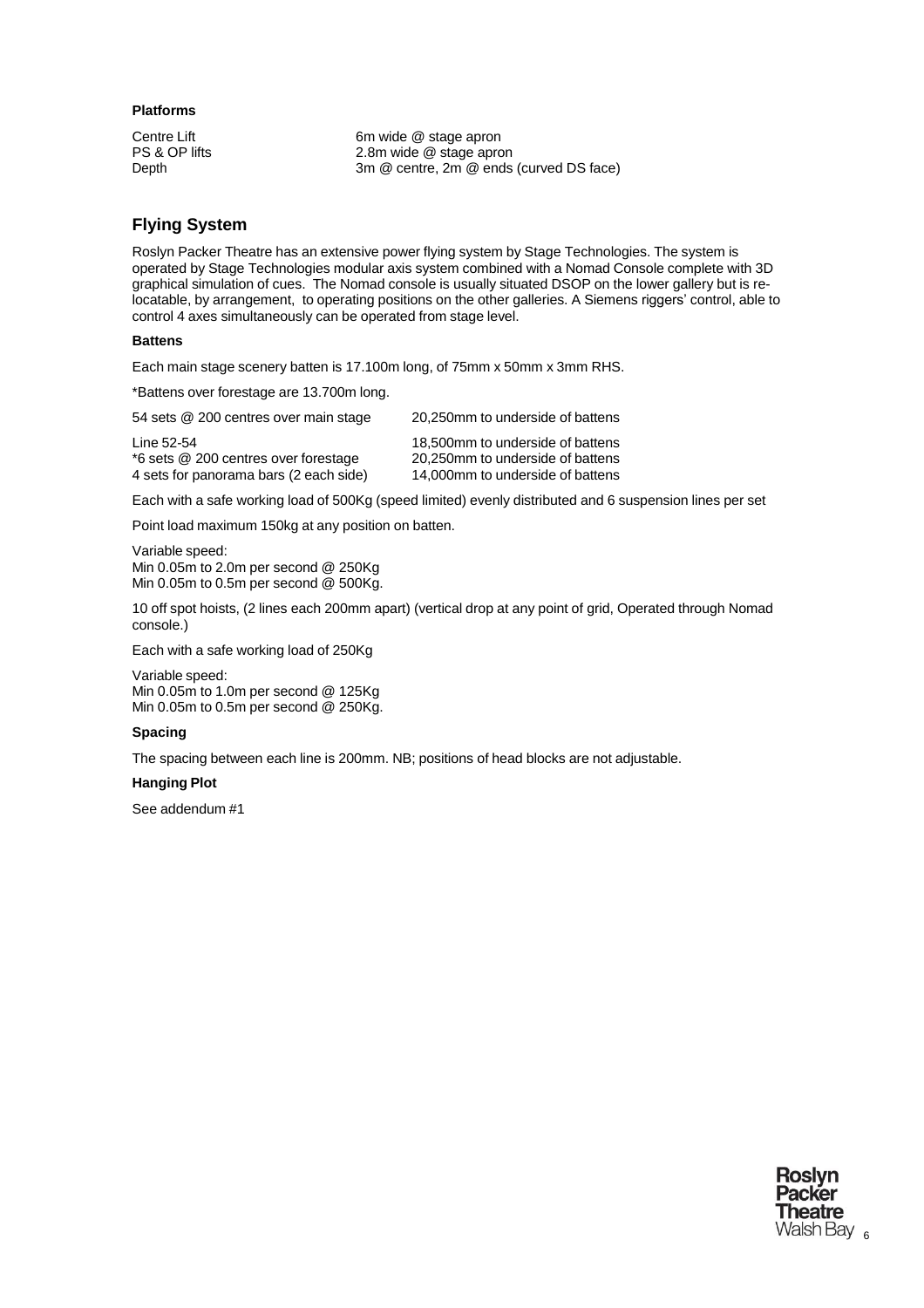#### Platforms

| | |
|---|---|
| Centre Lift | 6m wide @ stage apron |
| PS & OP lifts | 2.8m wide @ stage apron |
| Depth | 3m @ centre, 2m @ ends (curved DS face) |

## Flying System

Roslyn Packer Theatre has an extensive power flying system by Stage Technologies. The system is operated by Stage Technologies modular axis system combined with a Nomad Console complete with 3D graphical simulation of cues. The Nomad console is usually situated DSOP on the lower gallery but is re-locatable, by arrangement, to operating positions on the other galleries. A Siemens riggers' control, able to control 4 axes simultaneously can be operated from stage level.

#### Battens

Each main stage scenery batten is 17.100m long, of 75mm x 50mm x 3mm RHS.

*Battens over forestage are 13.700m long.

| | |
|---|---|
| 54 sets @ 200 centres over main stage | 20,250mm to underside of battens |
| Line 52-54 | 18,500mm to underside of battens |
| *6 sets @ 200 centres over forestage | 20,250mm to underside of battens |
| 4 sets for panorama bars (2 each side) | 14,000mm to underside of battens |

Each with a safe working load of 500Kg (speed limited) evenly distributed and 6 suspension lines per set

Point load maximum 150kg at any position on batten.

Variable speed:
Min 0.05m to 2.0m per second @ 250Kg
Min 0.05m to 0.5m per second @ 500Kg.

10 off spot hoists, (2 lines each 200mm apart) (vertical drop at any point of grid, Operated through Nomad console.)

Each with a safe working load of 250Kg

Variable speed:
Min 0.05m to 1.0m per second @ 125Kg
Min 0.05m to 0.5m per second @ 250Kg.

#### Spacing

The spacing between each line is 200mm. NB; positions of head blocks are not adjustable.

#### Hanging Plot

See addendum #1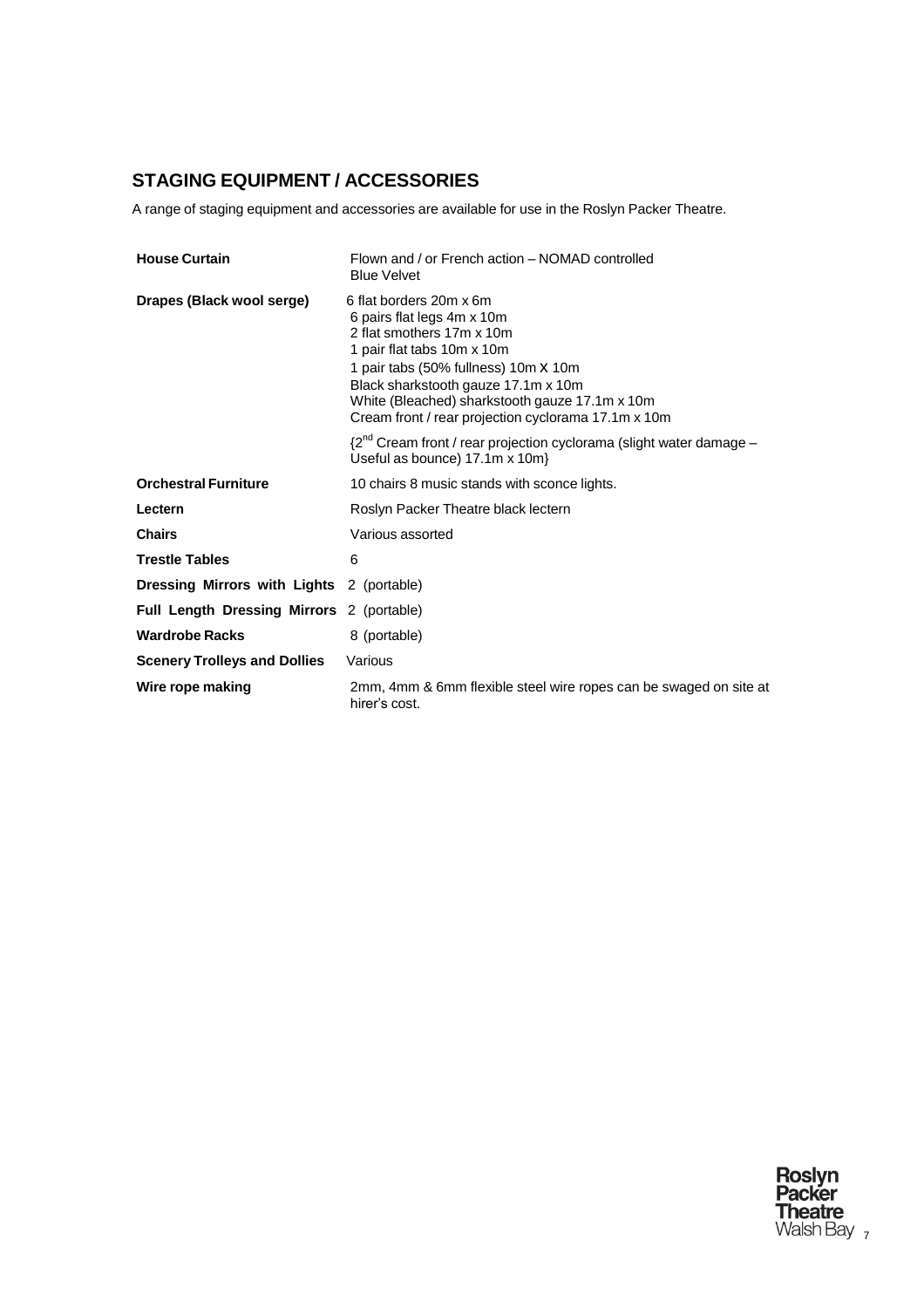## STAGING EQUIPMENT / ACCESSORIES

A range of staging equipment and accessories are available for use in the Roslyn Packer Theatre.

| | |
|---|---|
| **House Curtain** | Flown and / or French action – NOMAD controlled<br>Blue Velvet |
| **Drapes (Black wool serge)** | 6 flat borders 20m x 6m<br>6 pairs flat legs 4m x 10m<br>2 flat smothers 17m x 10m<br>1 pair flat tabs 10m x 10m<br>1 pair tabs (50% fullness) 10m X 10m<br>Black sharkstooth gauze 17.1m x 10m<br>White (Bleached) sharkstooth gauze 17.1m x 10m<br>Cream front / rear projection cyclorama 17.1m x 10m<br><br>{2nd Cream front / rear projection cyclorama (slight water damage – Useful as bounce) 17.1m x 10m} |
| **Orchestral Furniture** | 10 chairs 8 music stands with sconce lights. |
| **Lectern** | Roslyn Packer Theatre black lectern |
| **Chairs** | Various assorted |
| **Trestle Tables** | 6 |
| **Dressing Mirrors with Lights** | 2 (portable) |
| **Full Length Dressing Mirrors** | 2 (portable) |
| **Wardrobe Racks** | 8 (portable) |
| **Scenery Trolleys and Dollies** | Various |
| **Wire rope making** | 2mm, 4mm & 6mm flexible steel wire ropes can be swaged on site at hirer's cost. |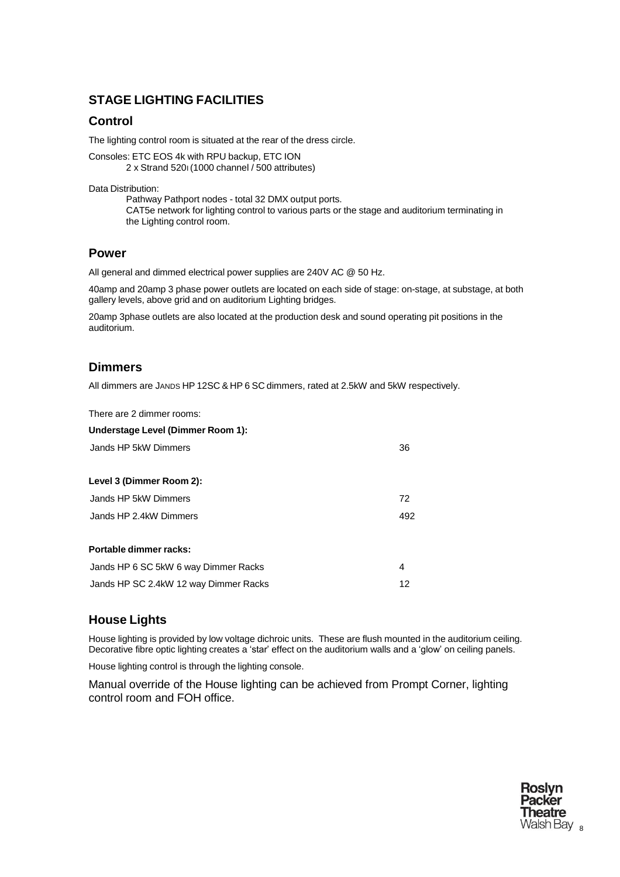## STAGE LIGHTING FACILITIES

### Control

The lighting control room is situated at the rear of the dress circle.

Consoles: ETC EOS 4k with RPU backup, ETC ION
2 x Strand 520i (1000 channel / 500 attributes)

Data Distribution:
Pathway Pathport nodes - total 32 DMX output ports.
CAT5e network for lighting control to various parts or the stage and auditorium terminating in the Lighting control room.

### Power

All general and dimmed electrical power supplies are 240V AC @ 50 Hz.

40amp and 20amp 3 phase power outlets are located on each side of stage: on-stage, at substage, at both gallery levels, above grid and on auditorium Lighting bridges.

20amp 3phase outlets are also located at the production desk and sound operating pit positions in the auditorium.

### Dimmers

All dimmers are JANDS HP 12SC & HP 6 SC dimmers, rated at 2.5kW and 5kW respectively.

There are 2 dimmer rooms:

| **Understage Level (Dimmer Room 1):** | |
|---|---|
| Jands HP 5kW Dimmers | 36 |
| **Level 3 (Dimmer Room 2):** | |
| Jands HP 5kW Dimmers | 72 |
| Jands HP 2.4kW Dimmers | 492 |
| **Portable dimmer racks:** | |
| Jands HP 6 SC 5kW 6 way Dimmer Racks | 4 |
| Jands HP SC 2.4kW 12 way Dimmer Racks | 12 |

### House Lights

House lighting is provided by low voltage dichroic units. These are flush mounted in the auditorium ceiling. Decorative fibre optic lighting creates a 'star' effect on the auditorium walls and a 'glow' on ceiling panels.

House lighting control is through the lighting console.

Manual override of the House lighting can be achieved from Prompt Corner, lighting control room and FOH office.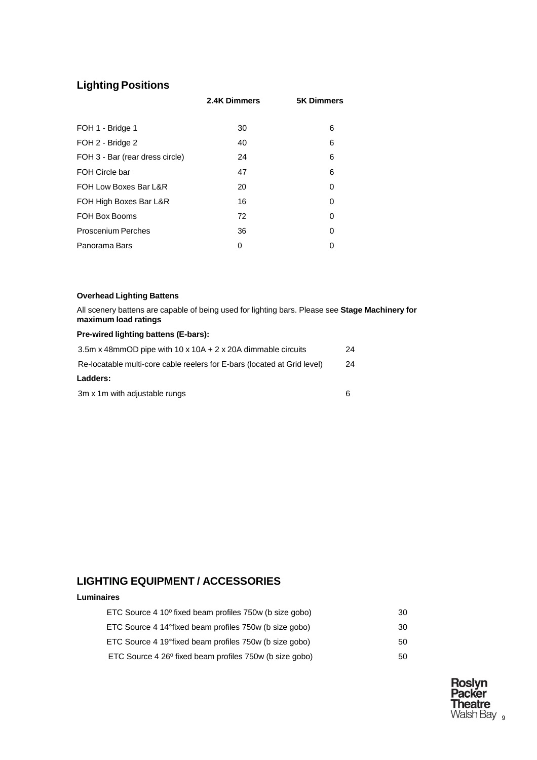## Lighting Positions

| | 2.4K Dimmers | 5K Dimmers |
|---|---|---|
| FOH 1 - Bridge 1 | 30 | 6 |
| FOH 2 - Bridge 2 | 40 | 6 |
| FOH 3 - Bar (rear dress circle) | 24 | 6 |
| FOH Circle bar | 47 | 6 |
| FOH Low Boxes Bar L&R | 20 | 0 |
| FOH High Boxes Bar L&R | 16 | 0 |
| FOH Box Booms | 72 | 0 |
| Proscenium Perches | 36 | 0 |
| Panorama Bars | 0 | 0 |

**Overhead Lighting Battens**

All scenery battens are capable of being used for lighting bars. Please see **Stage Machinery for maximum load ratings**

**Pre-wired lighting battens (E-bars):**

| | |
|---|---|
| 3.5m x 48mmOD pipe with 10 x 10A + 2 x 20A dimmable circuits | 24 |
| Re-locatable multi-core cable reelers for E-bars (located at Grid level) | 24 |

**Ladders:**

| | |
|---|---|
| 3m x 1m with adjustable rungs | 6 |

## LIGHTING EQUIPMENT / ACCESSORIES

**Luminaires**

| | |
|---|---|
| ETC Source 4 10º fixed beam profiles 750w (b size gobo) | 30 |
| ETC Source 4 14°fixed beam profiles 750w (b size gobo) | 30 |
| ETC Source 4 19°fixed beam profiles 750w (b size gobo) | 50 |
| ETC Source 4 26º fixed beam profiles 750w (b size gobo) | 50 |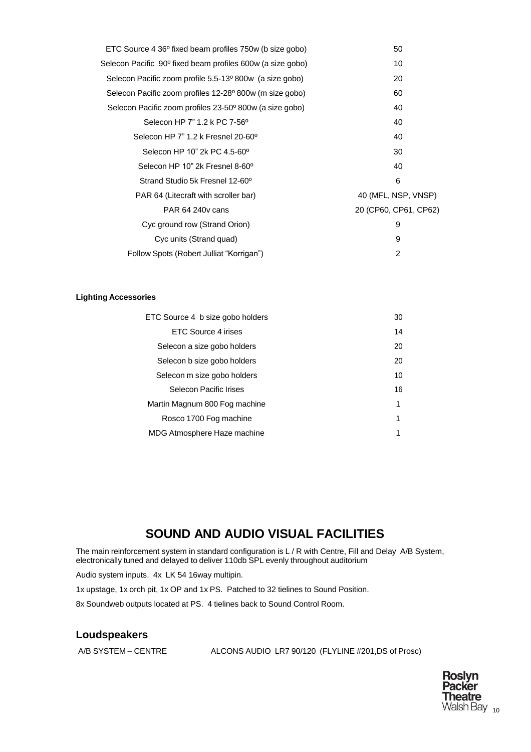| | |
|---|---|
| ETC Source 4 36º fixed beam profiles 750w (b size gobo) | 50 |
| Selecon Pacific 90º fixed beam profiles 600w (a size gobo) | 10 |
| Selecon Pacific zoom profile 5.5-13º 800w (a size gobo) | 20 |
| Selecon Pacific zoom profiles 12-28º 800w (m size gobo) | 60 |
| Selecon Pacific zoom profiles 23-50º 800w (a size gobo) | 40 |
| Selecon HP 7" 1.2 k PC 7-56º | 40 |
| Selecon HP 7" 1.2 k Fresnel 20-60º | 40 |
| Selecon HP 10" 2k PC 4.5-60º | 30 |
| Selecon HP 10" 2k Fresnel 8-60º | 40 |
| Strand Studio 5k Fresnel 12-60º | 6 |
| PAR 64 (Litecraft with scroller bar) | 40 (MFL, NSP, VNSP) |
| PAR 64 240v cans | 20 (CP60, CP61, CP62) |
| Cyc ground row (Strand Orion) | 9 |
| Cyc units (Strand quad) | 9 |
| Follow Spots (Robert Julliat "Korrigan") | 2 |

**Lighting Accessories**

| | |
|---|---|
| ETC Source 4 b size gobo holders | 30 |
| ETC Source 4 irises | 14 |
| Selecon a size gobo holders | 20 |
| Selecon b size gobo holders | 20 |
| Selecon m size gobo holders | 10 |
| Selecon Pacific Irises | 16 |
| Martin Magnum 800 Fog machine | 1 |
| Rosco 1700 Fog machine | 1 |
| MDG Atmosphere Haze machine | 1 |

# SOUND AND AUDIO VISUAL FACILITIES

The main reinforcement system in standard configuration is L / R with Centre, Fill and Delay A/B System, electronically tuned and delayed to deliver 110db SPL evenly throughout auditorium

Audio system inputs. 4x LK 54 16way multipin.

1x upstage, 1x orch pit, 1x OP and 1x PS. Patched to 32 tielines to Sound Position.

8x Soundweb outputs located at PS. 4 tielines back to Sound Control Room.

## Loudspeakers

| | |
|---|---|
| A/B SYSTEM – CENTRE | ALCONS AUDIO LR7 90/120 (FLYLINE #201,DS of Prosc) |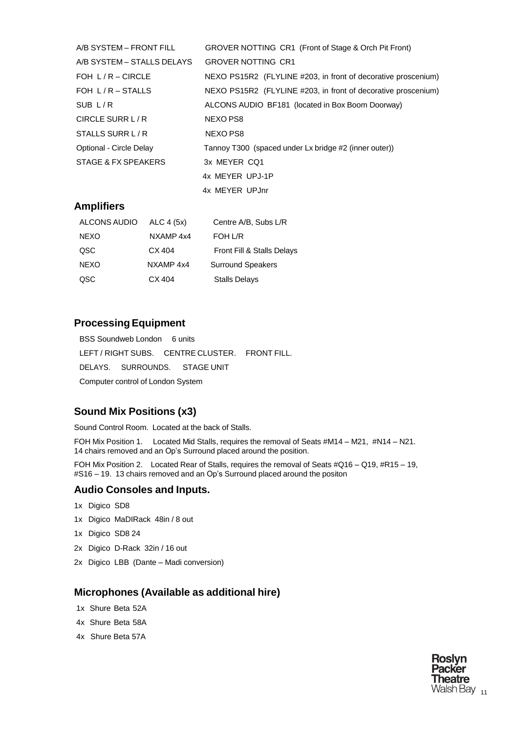| | |
|---|---|
| A/B SYSTEM – FRONT FILL | GROVER NOTTING CR1 (Front of Stage & Orch Pit Front) |
| A/B SYSTEM – STALLS DELAYS | GROVER NOTTING CR1 |
| FOH L / R – CIRCLE | NEXO PS15R2 (FLYLINE #203, in front of decorative proscenium) |
| FOH L / R – STALLS | NEXO PS15R2 (FLYLINE #203, in front of decorative proscenium) |
| SUB L / R | ALCONS AUDIO BF181 (located in Box Boom Doorway) |
| CIRCLE SURR L / R | NEXO PS8 |
| STALLS SURR L / R | NEXO PS8 |
| Optional - Circle Delay | Tannoy T300 (spaced under Lx bridge #2 (inner outer)) |
| STAGE & FX SPEAKERS | 3x MEYER CQ1 |
| | 4x MEYER UPJ-1P |
| | 4x MEYER UPJnr |

## Amplifiers

| | | |
|---|---|---|
| ALCONS AUDIO | ALC 4 (5x) | Centre A/B, Subs L/R |
| NEXO | NXAMP 4x4 | FOH L/R |
| QSC | CX 404 | Front Fill & Stalls Delays |
| NEXO | NXAMP 4x4 | Surround Speakers |
| QSC | CX 404 | Stalls Delays |

## Processing Equipment

BSS Soundweb London 6 units

LEFT / RIGHT SUBS. CENTRE CLUSTER. FRONT FILL.

DELAYS. SURROUNDS. STAGE UNIT

Computer control of London System

## Sound Mix Positions (x3)

Sound Control Room. Located at the back of Stalls.

FOH Mix Position 1. Located Mid Stalls, requires the removal of Seats #M14 – M21, #N14 – N21. 14 chairs removed and an Op's Surround placed around the position.

FOH Mix Position 2. Located Rear of Stalls, requires the removal of Seats #Q16 – Q19, #R15 – 19, #S16 – 19. 13 chairs removed and an Op's Surround placed around the positon

## Audio Consoles and Inputs.

- 1x Digico SD8
- 1x Digico MaDIRack 48in / 8 out
- 1x Digico SD8 24
- 2x Digico D-Rack 32in / 16 out
- 2x Digico LBB (Dante – Madi conversion)

## Microphones (Available as additional hire)

- 1x Shure Beta 52A
- 4x Shure Beta 58A
- 4x Shure Beta 57A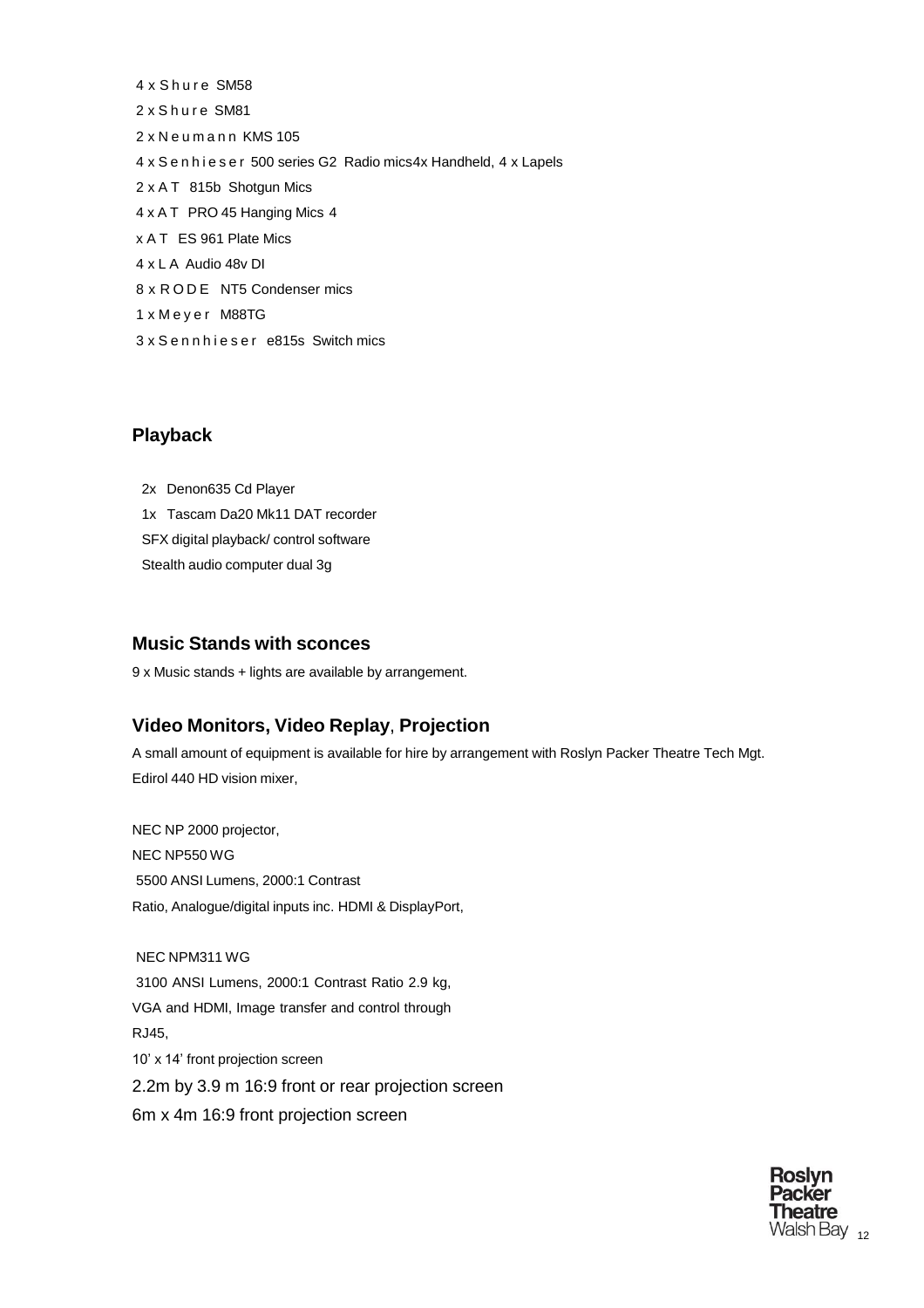4 x Shure SM58

2 x Shure SM81

2 x Neumann KMS 105

4 x Senhieser 500 series G2 Radio mics4x Handheld, 4 x Lapels

2 x AT 815b Shotgun Mics

4 x AT PRO 45 Hanging Mics 4

x AT ES 961 Plate Mics

4 x LA Audio 48v DI

8 x RODE NT5 Condenser mics

1 x Meyer M88TG

3 x Sennhieser e815s Switch mics

## Playback

2x Denon635 Cd Player

1x Tascam Da20 Mk11 DAT recorder

SFX digital playback/ control software

Stealth audio computer dual 3g

## Music Stands with sconces

9 x Music stands + lights are available by arrangement.

## Video Monitors, Video Replay, Projection

A small amount of equipment is available for hire by arrangement with Roslyn Packer Theatre Tech Mgt.

Edirol 440 HD vision mixer,

NEC NP 2000 projector,

NEC NP550 WG

5500 ANSI Lumens, 2000:1 Contrast

Ratio, Analogue/digital inputs inc. HDMI & DisplayPort,

NEC NPM311 WG

3100 ANSI Lumens, 2000:1 Contrast Ratio 2.9 kg,

VGA and HDMI, Image transfer and control through

RJ45,

10' x 14' front projection screen

2.2m by 3.9 m 16:9 front or rear projection screen

6m x 4m 16:9 front projection screen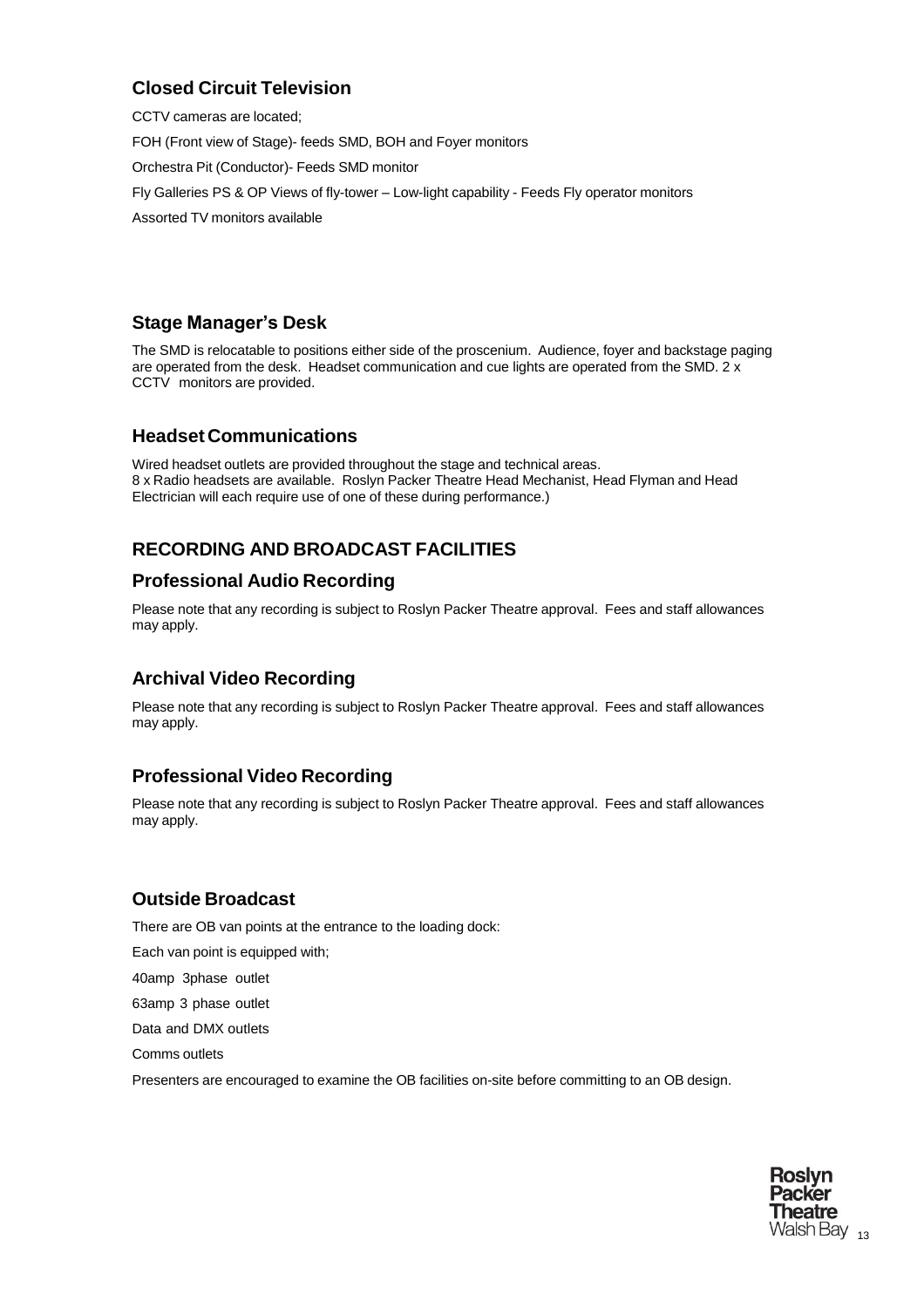## Closed Circuit Television

CCTV cameras are located;

FOH (Front view of Stage)- feeds SMD, BOH and Foyer monitors

Orchestra Pit (Conductor)- Feeds SMD monitor

Fly Galleries PS & OP Views of fly-tower – Low-light capability - Feeds Fly operator monitors

Assorted TV monitors available

## Stage Manager's Desk

The SMD is relocatable to positions either side of the proscenium. Audience, foyer and backstage paging are operated from the desk. Headset communication and cue lights are operated from the SMD. 2 x CCTV monitors are provided.

## Headset Communications

Wired headset outlets are provided throughout the stage and technical areas.
8 x Radio headsets are available. Roslyn Packer Theatre Head Mechanist, Head Flyman and Head Electrician will each require use of one of these during performance.)

# RECORDING AND BROADCAST FACILITIES

## Professional Audio Recording

Please note that any recording is subject to Roslyn Packer Theatre approval. Fees and staff allowances may apply.

## Archival Video Recording

Please note that any recording is subject to Roslyn Packer Theatre approval. Fees and staff allowances may apply.

## Professional Video Recording

Please note that any recording is subject to Roslyn Packer Theatre approval. Fees and staff allowances may apply.

## Outside Broadcast

There are OB van points at the entrance to the loading dock:

Each van point is equipped with;

40amp 3phase outlet

63amp 3 phase outlet

Data and DMX outlets

Comms outlets

Presenters are encouraged to examine the OB facilities on-site before committing to an OB design.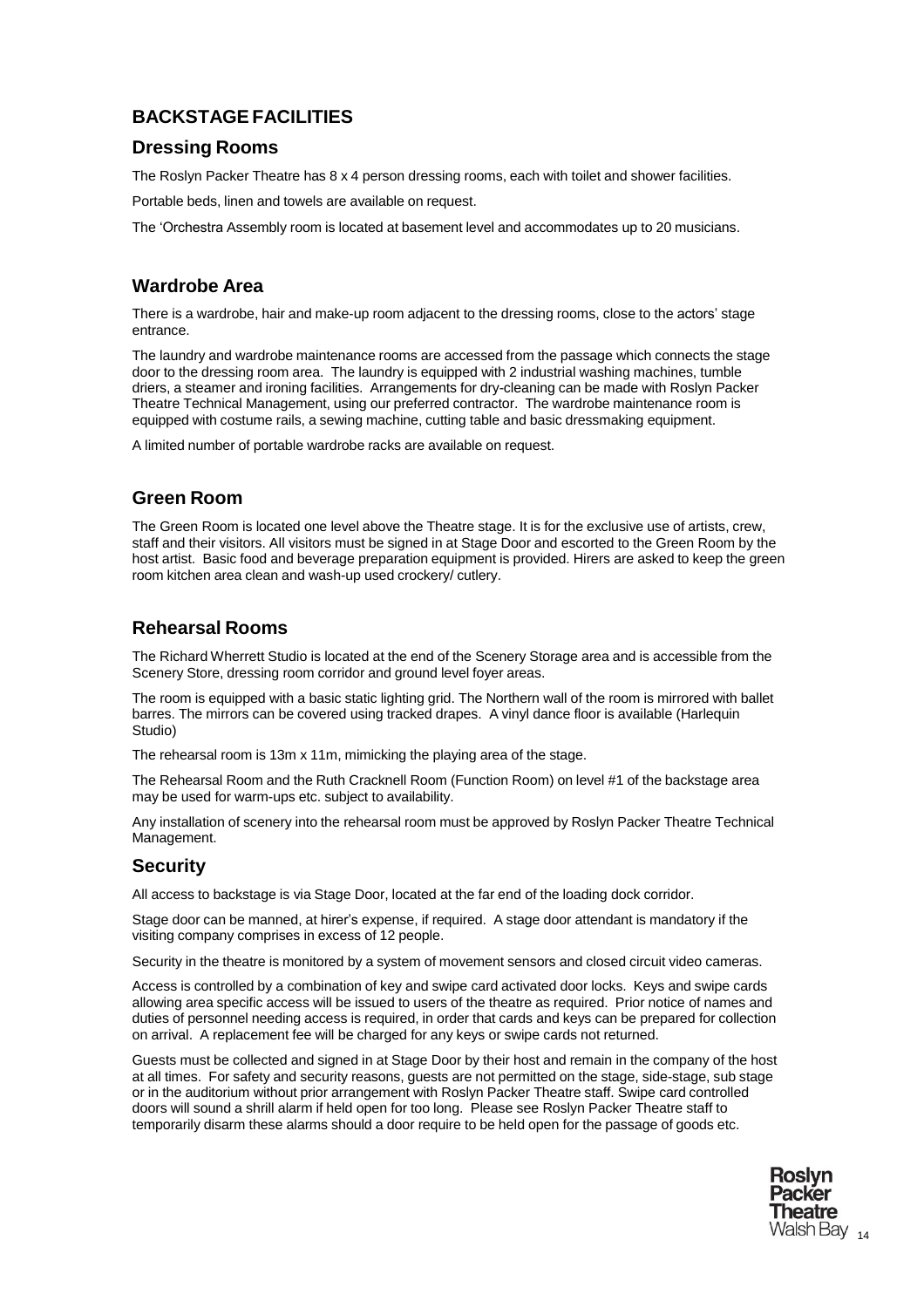## BACKSTAGE FACILITIES

### Dressing Rooms

The Roslyn Packer Theatre has 8 x 4 person dressing rooms, each with toilet and shower facilities.

Portable beds, linen and towels are available on request.

The 'Orchestra Assembly room is located at basement level and accommodates up to 20 musicians.

### Wardrobe Area

There is a wardrobe, hair and make-up room adjacent to the dressing rooms, close to the actors' stage entrance.

The laundry and wardrobe maintenance rooms are accessed from the passage which connects the stage door to the dressing room area. The laundry is equipped with 2 industrial washing machines, tumble driers, a steamer and ironing facilities. Arrangements for dry-cleaning can be made with Roslyn Packer Theatre Technical Management, using our preferred contractor. The wardrobe maintenance room is equipped with costume rails, a sewing machine, cutting table and basic dressmaking equipment.

A limited number of portable wardrobe racks are available on request.

### Green Room

The Green Room is located one level above the Theatre stage. It is for the exclusive use of artists, crew, staff and their visitors. All visitors must be signed in at Stage Door and escorted to the Green Room by the host artist. Basic food and beverage preparation equipment is provided. Hirers are asked to keep the green room kitchen area clean and wash-up used crockery/ cutlery.

### Rehearsal Rooms

The Richard Wherrett Studio is located at the end of the Scenery Storage area and is accessible from the Scenery Store, dressing room corridor and ground level foyer areas.

The room is equipped with a basic static lighting grid. The Northern wall of the room is mirrored with ballet barres. The mirrors can be covered using tracked drapes. A vinyl dance floor is available (Harlequin Studio)

The rehearsal room is 13m x 11m, mimicking the playing area of the stage.

The Rehearsal Room and the Ruth Cracknell Room (Function Room) on level #1 of the backstage area may be used for warm-ups etc. subject to availability.

Any installation of scenery into the rehearsal room must be approved by Roslyn Packer Theatre Technical Management.

### Security

All access to backstage is via Stage Door, located at the far end of the loading dock corridor.

Stage door can be manned, at hirer's expense, if required. A stage door attendant is mandatory if the visiting company comprises in excess of 12 people.

Security in the theatre is monitored by a system of movement sensors and closed circuit video cameras.

Access is controlled by a combination of key and swipe card activated door locks. Keys and swipe cards allowing area specific access will be issued to users of the theatre as required. Prior notice of names and duties of personnel needing access is required, in order that cards and keys can be prepared for collection on arrival. A replacement fee will be charged for any keys or swipe cards not returned.

Guests must be collected and signed in at Stage Door by their host and remain in the company of the host at all times. For safety and security reasons, guests are not permitted on the stage, side-stage, sub stage or in the auditorium without prior arrangement with Roslyn Packer Theatre staff. Swipe card controlled doors will sound a shrill alarm if held open for too long. Please see Roslyn Packer Theatre staff to temporarily disarm these alarms should a door require to be held open for the passage of goods etc.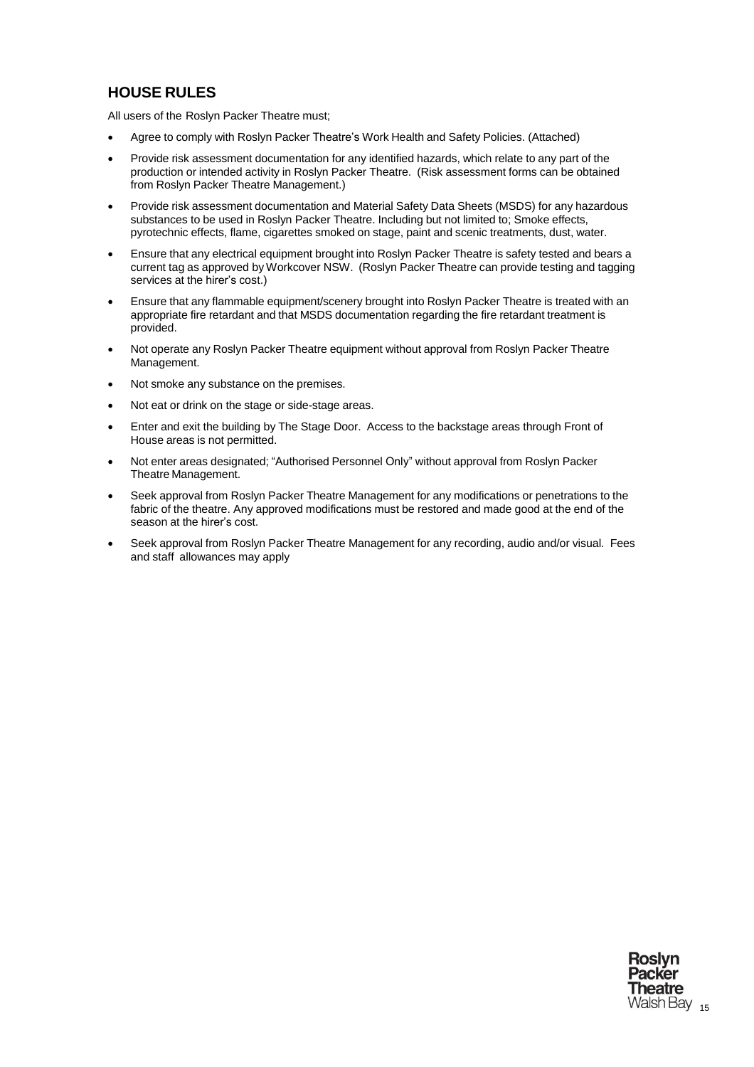## HOUSE RULES

All users of the Roslyn Packer Theatre must;

- Agree to comply with Roslyn Packer Theatre's Work Health and Safety Policies. (Attached)
- Provide risk assessment documentation for any identified hazards, which relate to any part of the production or intended activity in Roslyn Packer Theatre. (Risk assessment forms can be obtained from Roslyn Packer Theatre Management.)
- Provide risk assessment documentation and Material Safety Data Sheets (MSDS) for any hazardous substances to be used in Roslyn Packer Theatre. Including but not limited to; Smoke effects, pyrotechnic effects, flame, cigarettes smoked on stage, paint and scenic treatments, dust, water.
- Ensure that any electrical equipment brought into Roslyn Packer Theatre is safety tested and bears a current tag as approved by Workcover NSW. (Roslyn Packer Theatre can provide testing and tagging services at the hirer's cost.)
- Ensure that any flammable equipment/scenery brought into Roslyn Packer Theatre is treated with an appropriate fire retardant and that MSDS documentation regarding the fire retardant treatment is provided.
- Not operate any Roslyn Packer Theatre equipment without approval from Roslyn Packer Theatre Management.
- Not smoke any substance on the premises.
- Not eat or drink on the stage or side-stage areas.
- Enter and exit the building by The Stage Door. Access to the backstage areas through Front of House areas is not permitted.
- Not enter areas designated; "Authorised Personnel Only" without approval from Roslyn Packer Theatre Management.
- Seek approval from Roslyn Packer Theatre Management for any modifications or penetrations to the fabric of the theatre. Any approved modifications must be restored and made good at the end of the season at the hirer's cost.
- Seek approval from Roslyn Packer Theatre Management for any recording, audio and/or visual. Fees and staff allowances may apply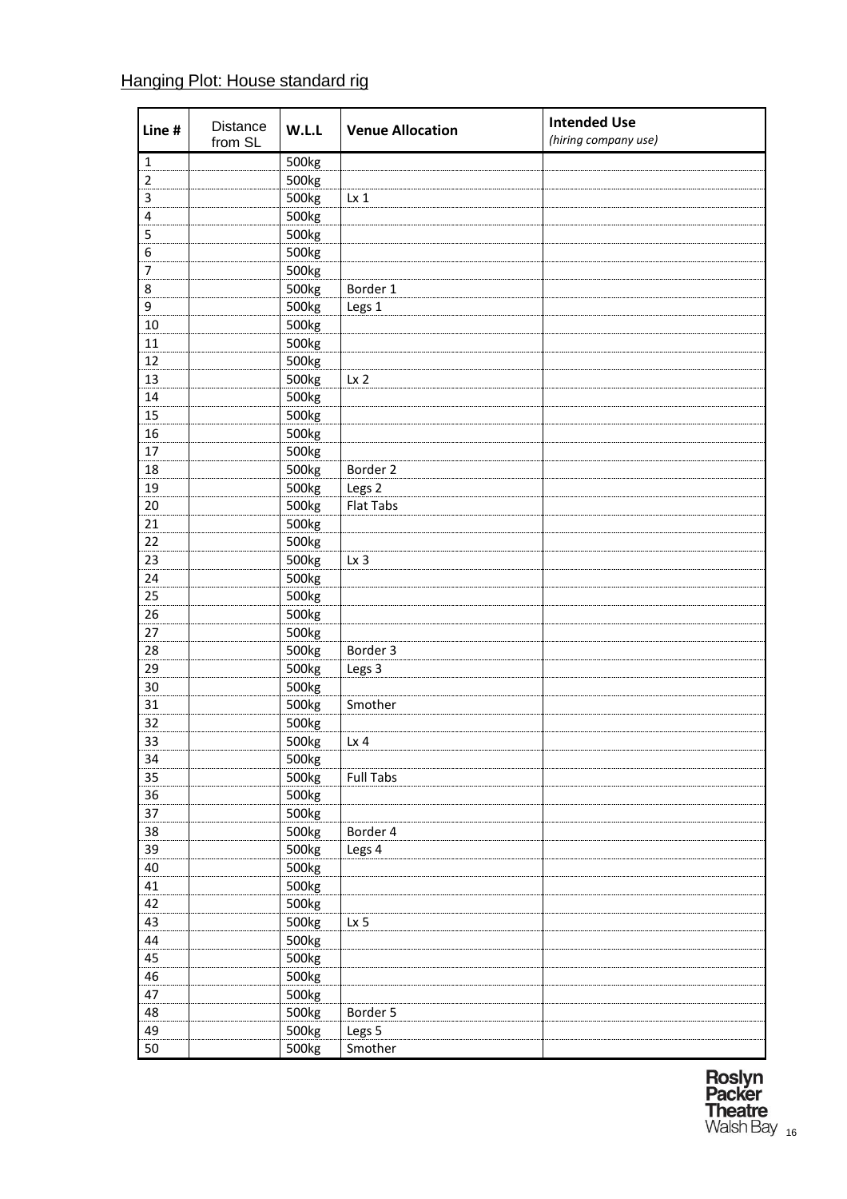## Hanging Plot: House standard rig

| Line # | Distance from SL | W.L.L | Venue Allocation | **Intended Use** *(hiring company use)* |
|---|---|---|---|---|
| 1 | | 500kg | | |
| 2 | | 500kg | | |
| 3 | | 500kg | Lx 1 | |
| 4 | | 500kg | | |
| 5 | | 500kg | | |
| 6 | | 500kg | | |
| 7 | | 500kg | | |
| 8 | | 500kg | Border 1 | |
| 9 | | 500kg | Legs 1 | |
| 10 | | 500kg | | |
| 11 | | 500kg | | |
| 12 | | 500kg | | |
| 13 | | 500kg | Lx 2 | |
| 14 | | 500kg | | |
| 15 | | 500kg | | |
| 16 | | 500kg | | |
| 17 | | 500kg | | |
| 18 | | 500kg | Border 2 | |
| 19 | | 500kg | Legs 2 | |
| 20 | | 500kg | Flat Tabs | |
| 21 | | 500kg | | |
| 22 | | 500kg | | |
| 23 | | 500kg | Lx 3 | |
| 24 | | 500kg | | |
| 25 | | 500kg | | |
| 26 | | 500kg | | |
| 27 | | 500kg | | |
| 28 | | 500kg | Border 3 | |
| 29 | | 500kg | Legs 3 | |
| 30 | | 500kg | | |
| 31 | | 500kg | Smother | |
| 32 | | 500kg | | |
| 33 | | 500kg | Lx 4 | |
| 34 | | 500kg | | |
| 35 | | 500kg | Full Tabs | |
| 36 | | 500kg | | |
| 37 | | 500kg | | |
| 38 | | 500kg | Border 4 | |
| 39 | | 500kg | Legs 4 | |
| 40 | | 500kg | | |
| 41 | | 500kg | | |
| 42 | | 500kg | | |
| 43 | | 500kg | Lx 5 | |
| 44 | | 500kg | | |
| 45 | | 500kg | | |
| 46 | | 500kg | | |
| 47 | | 500kg | | |
| 48 | | 500kg | Border 5 | |
| 49 | | 500kg | Legs 5 | |
| 50 | | 500kg | Smother | |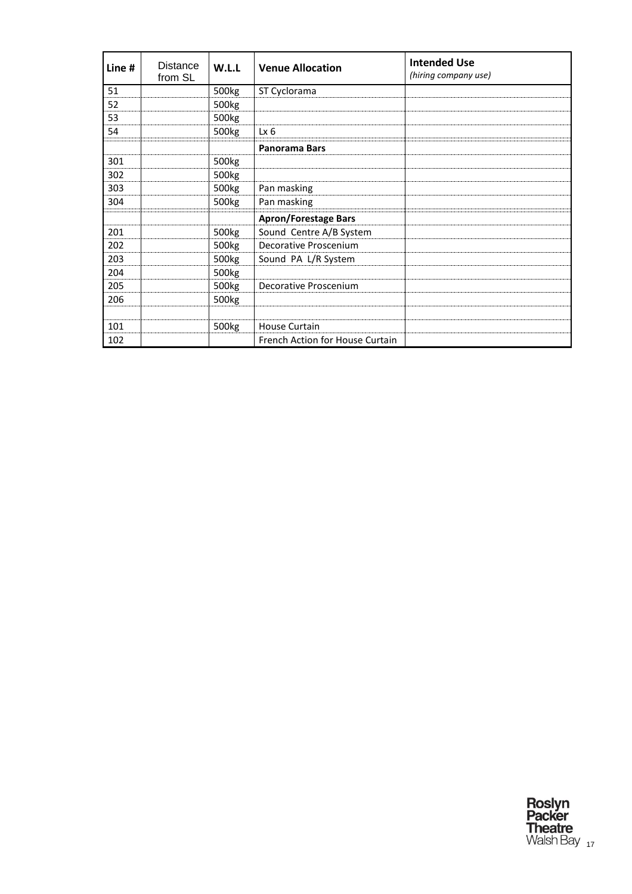| Line # | Distance from SL | W.L.L | Venue Allocation | Intended Use *(hiring company use)* |
|---|---|---|---|---|
| 51 | | 500kg | ST Cyclorama | |
| 52 | | 500kg | | |
| 53 | | 500kg | | |
| 54 | | 500kg | Lx 6 | |
| | | | **Panorama Bars** | |
| 301 | | 500kg | | |
| 302 | | 500kg | | |
| 303 | | 500kg | Pan masking | |
| 304 | | 500kg | Pan masking | |
| | | | **Apron/Forestage Bars** | |
| 201 | | 500kg | Sound Centre A/B System | |
| 202 | | 500kg | Decorative Proscenium | |
| 203 | | 500kg | Sound PA L/R System | |
| 204 | | 500kg | | |
| 205 | | 500kg | Decorative Proscenium | |
| 206 | | 500kg | | |
| | | | | |
| 101 | | 500kg | House Curtain | |
| 102 | | | French Action for House Curtain | |

Roslyn Packer Theatre Walsh Bay